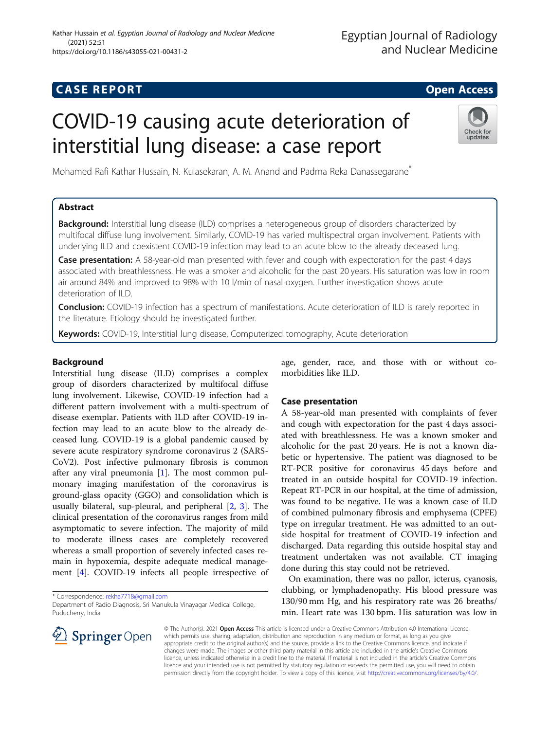CASE REPORT Open Access

# COVID-19 causing acute deterioration of interstitial lung disease: a case report

Mohamed Rafi Kathar Hussain, N. Kulasekaran, A. M. Anand and Padma Reka Danassegarane*

## Abstract

**Background:** Interstitial lung disease (ILD) comprises a heterogeneous group of disorders characterized by multifocal diffuse lung involvement. Similarly, COVID-19 has varied multispectral organ involvement. Patients with underlying ILD and coexistent COVID-19 infection may lead to an acute blow to the already deceased lung.

**Case presentation:** A 58-year-old man presented with fever and cough with expectoration for the past 4 days associated with breathlessness. He was a smoker and alcoholic for the past 20 years. His saturation was low in room air around 84% and improved to 98% with 10 l/min of nasal oxygen. Further investigation shows acute deterioration of ILD.

**Conclusion:** COVID-19 infection has a spectrum of manifestations. Acute deterioration of ILD is rarely reported in the literature. Etiology should be investigated further.

**Keywords:** COVID-19, Interstitial lung disease, Computerized tomography, Acute deterioration

## Background

Interstitial lung disease (ILD) comprises a complex group of disorders characterized by multifocal diffuse lung involvement. Likewise, COVID-19 infection had a different pattern involvement with a multi-spectrum of disease exemplar. Patients with ILD after COVID-19 infection may lead to an acute blow to the already deceased lung. COVID-19 is a global pandemic caused by severe acute respiratory syndrome coronavirus 2 (SARS-CoV2). Post infective pulmonary fibrosis is common after any viral pneumonia [1]. The most common pulmonary imaging manifestation of the coronavirus is ground-glass opacity (GGO) and consolidation which is usually bilateral, sup-pleural, and peripheral [2, 3]. The clinical presentation of the coronavirus ranges from mild asymptomatic to severe infection. The majority of mild to moderate illness cases are completely recovered whereas a small proportion of severely infected cases remain in hypoxemia, despite adequate medical management [4]. COVID-19 infects all people irrespective of age, gender, race, and those with or without comorbidities like ILD.

## Case presentation

A 58-year-old man presented with complaints of fever and cough with expectoration for the past 4 days associated with breathlessness. He was a known smoker and alcoholic for the past 20 years. He is not a known diabetic or hypertensive. The patient was diagnosed to be RT-PCR positive for coronavirus 45 days before and treated in an outside hospital for COVID-19 infection. Repeat RT-PCR in our hospital, at the time of admission, was found to be negative. He was a known case of ILD of combined pulmonary fibrosis and emphysema (CPFE) type on irregular treatment. He was admitted to an outside hospital for treatment of COVID-19 infection and discharged. Data regarding this outside hospital stay and treatment undertaken was not available. CT imaging done during this stay could not be retrieved.

On examination, there was no pallor, icterus, cyanosis, clubbing, or lymphadenopathy. His blood pressure was 130/90 mm Hg, and his respiratory rate was 26 breaths/min. Heart rate was 130 bpm. His saturation was low in

\* Correspondence: rekha7718@gmail.com
Department of Radio Diagnosis, Sri Manukula Vinayagar Medical College, Puducherry, India

© The Author(s). 2021 **Open Access** This article is licensed under a Creative Commons Attribution 4.0 International License, which permits use, sharing, adaptation, distribution and reproduction in any medium or format, as long as you give appropriate credit to the original author(s) and the source, provide a link to the Creative Commons licence, and indicate if changes were made. The images or other third party material in this article are included in the article's Creative Commons licence, unless indicated otherwise in a credit line to the material. If material is not included in the article's Creative Commons licence and your intended use is not permitted by statutory regulation or exceeds the permitted use, you will need to obtain permission directly from the copyright holder. To view a copy of this licence, visit http://creativecommons.org/licenses/by/4.0/.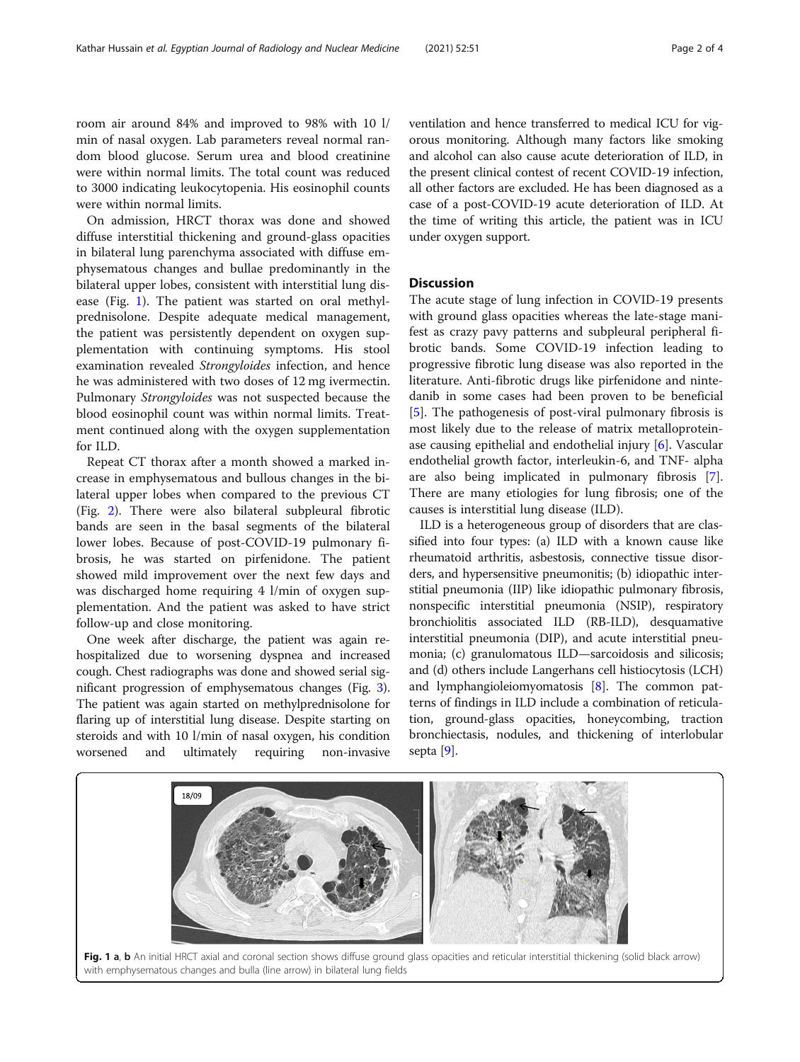room air around 84% and improved to 98% with 10 l/min of nasal oxygen. Lab parameters reveal normal random blood glucose. Serum urea and blood creatinine were within normal limits. The total count was reduced to 3000 indicating leukocytopenia. His eosinophil counts were within normal limits.

On admission, HRCT thorax was done and showed diffuse interstitial thickening and ground-glass opacities in bilateral lung parenchyma associated with diffuse emphysematous changes and bullae predominantly in the bilateral upper lobes, consistent with interstitial lung disease (Fig. 1). The patient was started on oral methylprednisolone. Despite adequate medical management, the patient was persistently dependent on oxygen supplementation with continuing symptoms. His stool examination revealed *Strongyloides* infection, and hence he was administered with two doses of 12 mg ivermectin. Pulmonary *Strongyloides* was not suspected because the blood eosinophil count was within normal limits. Treatment continued along with the oxygen supplementation for ILD.

Repeat CT thorax after a month showed a marked increase in emphysematous and bullous changes in the bilateral upper lobes when compared to the previous CT (Fig. 2). There were also bilateral subpleural fibrotic bands are seen in the basal segments of the bilateral lower lobes. Because of post-COVID-19 pulmonary fibrosis, he was started on pirfenidone. The patient showed mild improvement over the next few days and was discharged home requiring 4 l/min of oxygen supplementation. And the patient was asked to have strict follow-up and close monitoring.

One week after discharge, the patient was again rehospitalized due to worsening dyspnea and increased cough. Chest radiographs was done and showed serial significant progression of emphysematous changes (Fig. 3). The patient was again started on methylprednisolone for flaring up of interstitial lung disease. Despite starting on steroids and with 10 l/min of nasal oxygen, his condition worsened and ultimately requiring non-invasive ventilation and hence transferred to medical ICU for vigorous monitoring. Although many factors like smoking and alcohol can also cause acute deterioration of ILD, in the present clinical contest of recent COVID-19 infection, all other factors are excluded. He has been diagnosed as a case of a post-COVID-19 acute deterioration of ILD. At the time of writing this article, the patient was in ICU under oxygen support.

## Discussion

The acute stage of lung infection in COVID-19 presents with ground glass opacities whereas the late-stage manifest as crazy pavy patterns and subpleural peripheral fibrotic bands. Some COVID-19 infection leading to progressive fibrotic lung disease was also reported in the literature. Anti-fibrotic drugs like pirfenidone and nintedanib in some cases had been proven to be beneficial [5]. The pathogenesis of post-viral pulmonary fibrosis is most likely due to the release of matrix metalloproteinase causing epithelial and endothelial injury [6]. Vascular endothelial growth factor, interleukin-6, and TNF- alpha are also being implicated in pulmonary fibrosis [7]. There are many etiologies for lung fibrosis; one of the causes is interstitial lung disease (ILD).

ILD is a heterogeneous group of disorders that are classified into four types: (a) ILD with a known cause like rheumatoid arthritis, asbestosis, connective tissue disorders, and hypersensitive pneumonitis; (b) idiopathic interstitial pneumonia (IIP) like idiopathic pulmonary fibrosis, nonspecific interstitial pneumonia (NSIP), respiratory bronchiolitis associated ILD (RB-ILD), desquamative interstitial pneumonia (DIP), and acute interstitial pneumonia; (c) granulomatous ILD—sarcoidosis and silicosis; and (d) others include Langerhans cell histiocytosis (LCH) and lymphangioleiomyomatosis [8]. The common patterns of findings in ILD include a combination of reticulation, ground-glass opacities, honeycombing, traction bronchiectasis, nodules, and thickening of interlobular septa [9].

**Fig. 1** **a**, **b** An initial HRCT axial and coronal section shows diffuse ground glass opacities and reticular interstitial thickening (solid black arrow) with emphysematous changes and bulla (line arrow) in bilateral lung fields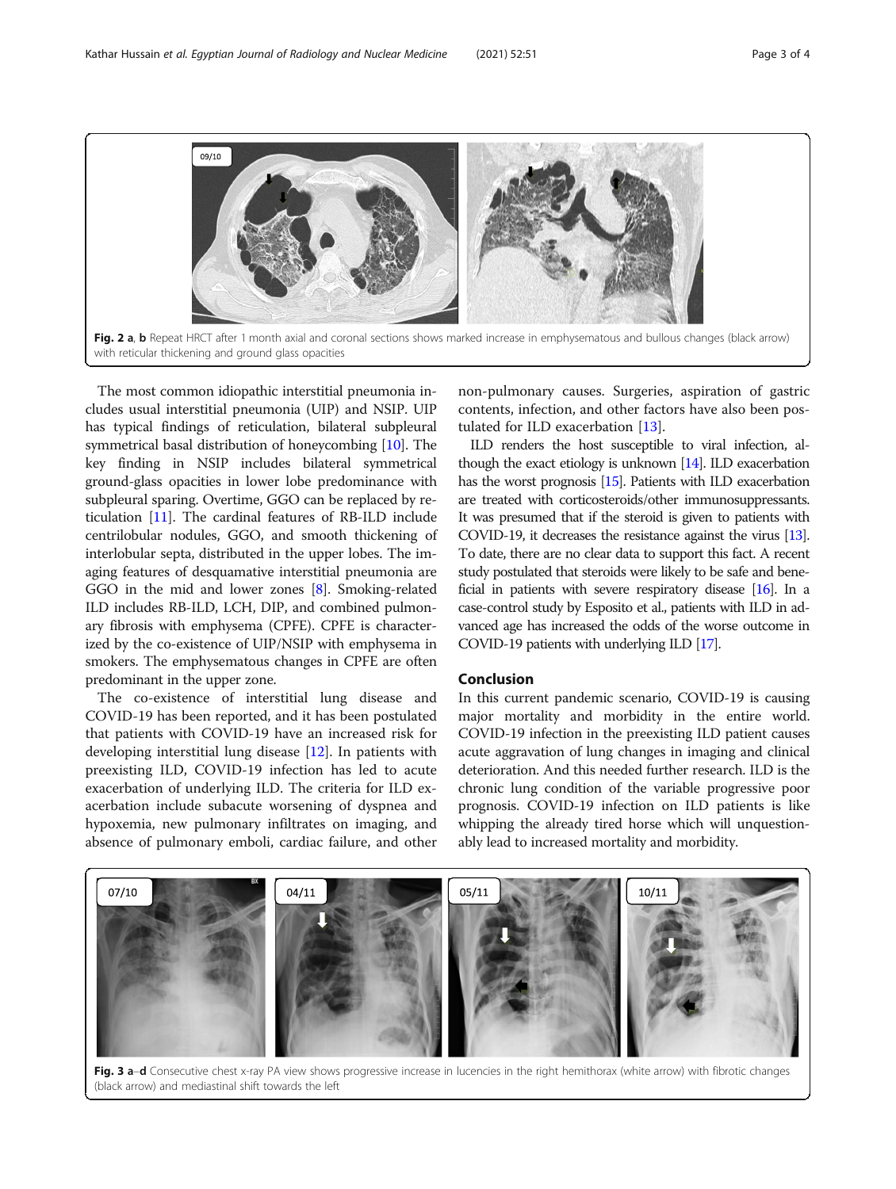**Fig. 2** **a**, **b** Repeat HRCT after 1 month axial and coronal sections shows marked increase in emphysematous and bullous changes (black arrow) with reticular thickening and ground glass opacities

The most common idiopathic interstitial pneumonia includes usual interstitial pneumonia (UIP) and NSIP. UIP has typical findings of reticulation, bilateral subpleural symmetrical basal distribution of honeycombing [10]. The key finding in NSIP includes bilateral symmetrical ground-glass opacities in lower lobe predominance with subpleural sparing. Overtime, GGO can be replaced by reticulation [11]. The cardinal features of RB-ILD include centrilobular nodules, GGO, and smooth thickening of interlobular septa, distributed in the upper lobes. The imaging features of desquamative interstitial pneumonia are GGO in the mid and lower zones [8]. Smoking-related ILD includes RB-ILD, LCH, DIP, and combined pulmonary fibrosis with emphysema (CPFE). CPFE is characterized by the co-existence of UIP/NSIP with emphysema in smokers. The emphysematous changes in CPFE are often predominant in the upper zone.

The co-existence of interstitial lung disease and COVID-19 has been reported, and it has been postulated that patients with COVID-19 have an increased risk for developing interstitial lung disease [12]. In patients with preexisting ILD, COVID-19 infection has led to acute exacerbation of underlying ILD. The criteria for ILD exacerbation include subacute worsening of dyspnea and hypoxemia, new pulmonary infiltrates on imaging, and absence of pulmonary emboli, cardiac failure, and other non-pulmonary causes. Surgeries, aspiration of gastric contents, infection, and other factors have also been postulated for ILD exacerbation [13].

ILD renders the host susceptible to viral infection, although the exact etiology is unknown [14]. ILD exacerbation has the worst prognosis [15]. Patients with ILD exacerbation are treated with corticosteroids/other immunosuppressants. It was presumed that if the steroid is given to patients with COVID-19, it decreases the resistance against the virus [13]. To date, there are no clear data to support this fact. A recent study postulated that steroids were likely to be safe and beneficial in patients with severe respiratory disease [16]. In a case-control study by Esposito et al., patients with ILD in advanced age has increased the odds of the worse outcome in COVID-19 patients with underlying ILD [17].

## Conclusion

In this current pandemic scenario, COVID-19 is causing major mortality and morbidity in the entire world. COVID-19 infection in the preexisting ILD patient causes acute aggravation of lung changes in imaging and clinical deterioration. And this needed further research. ILD is the chronic lung condition of the variable progressive poor prognosis. COVID-19 infection on ILD patients is like whipping the already tired horse which will unquestionably lead to increased mortality and morbidity.

**Fig. 3** **a**–**d** Consecutive chest x-ray PA view shows progressive increase in lucencies in the right hemithorax (white arrow) with fibrotic changes (black arrow) and mediastinal shift towards the left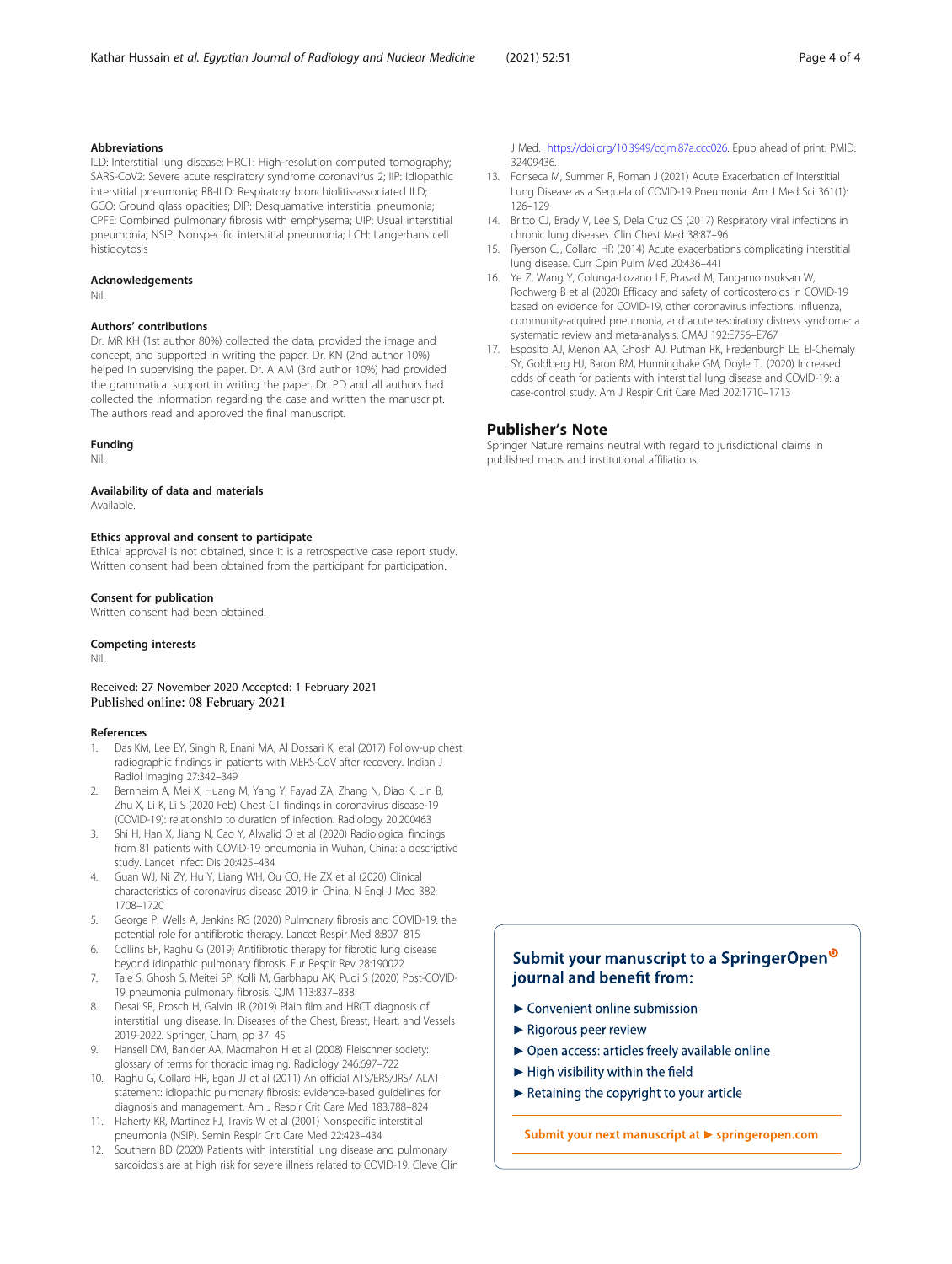### Abbreviations

ILD: Interstitial lung disease; HRCT: High-resolution computed tomography; SARS-CoV2: Severe acute respiratory syndrome coronavirus 2; IIP: Idiopathic interstitial pneumonia; RB-ILD: Respiratory bronchiolitis-associated ILD; GGO: Ground glass opacities; DIP: Desquamative interstitial pneumonia; CPFE: Combined pulmonary fibrosis with emphysema; UIP: Usual interstitial pneumonia; NSIP: Nonspecific interstitial pneumonia; LCH: Langerhans cell histiocytosis

### Acknowledgements

Nil.

### Authors' contributions

Dr. MR KH (1st author 80%) collected the data, provided the image and concept, and supported in writing the paper. Dr. KN (2nd author 10%) helped in supervising the paper. Dr. A AM (3rd author 10%) had provided the grammatical support in writing the paper. Dr. PD and all authors had collected the information regarding the case and written the manuscript. The authors read and approved the final manuscript.

### Funding

Nil.

### Availability of data and materials

Available.

### Ethics approval and consent to participate

Ethical approval is not obtained, since it is a retrospective case report study. Written consent had been obtained from the participant for participation.

### Consent for publication

Written consent had been obtained.

### Competing interests

Nil.

Received: 27 November 2020 Accepted: 1 February 2021
Published online: 08 February 2021

### References

1. Das KM, Lee EY, Singh R, Enani MA, Al Dossari K, etal (2017) Follow-up chest radiographic findings in patients with MERS-CoV after recovery. Indian J Radiol Imaging 27:342–349
2. Bernheim A, Mei X, Huang M, Yang Y, Fayad ZA, Zhang N, Diao K, Lin B, Zhu X, Li K, Li S (2020 Feb) Chest CT findings in coronavirus disease-19 (COVID-19): relationship to duration of infection. Radiology 20:200463
3. Shi H, Han X, Jiang N, Cao Y, Alwalid O et al (2020) Radiological findings from 81 patients with COVID-19 pneumonia in Wuhan, China: a descriptive study. Lancet Infect Dis 20:425–434
4. Guan WJ, Ni ZY, Hu Y, Liang WH, Ou CQ, He ZX et al (2020) Clinical characteristics of coronavirus disease 2019 in China. N Engl J Med 382: 1708–1720
5. George P, Wells A, Jenkins RG (2020) Pulmonary fibrosis and COVID-19: the potential role for antifibrotic therapy. Lancet Respir Med 8:807–815
6. Collins BF, Raghu G (2019) Antifibrotic therapy for fibrotic lung disease beyond idiopathic pulmonary fibrosis. Eur Respir Rev 28:190022
7. Tale S, Ghosh S, Meitei SP, Kolli M, Garbhapu AK, Pudi S (2020) Post-COVID-19 pneumonia pulmonary fibrosis. QJM 113:837–838
8. Desai SR, Prosch H, Galvin JR (2019) Plain film and HRCT diagnosis of interstitial lung disease. In: Diseases of the Chest, Breast, Heart, and Vessels 2019-2022. Springer, Cham, pp 37–45
9. Hansell DM, Bankier AA, Macmahon H et al (2008) Fleischner society: glossary of terms for thoracic imaging. Radiology 246:697–722
10. Raghu G, Collard HR, Egan JJ et al (2011) An official ATS/ERS/JRS/ ALAT statement: idiopathic pulmonary fibrosis: evidence-based guidelines for diagnosis and management. Am J Respir Crit Care Med 183:788–824
11. Flaherty KR, Martinez FJ, Travis W et al (2001) Nonspecific interstitial pneumonia (NSIP). Semin Respir Crit Care Med 22:423–434
12. Southern BD (2020) Patients with interstitial lung disease and pulmonary sarcoidosis are at high risk for severe illness related to COVID-19. Cleve Clin J Med. https://doi.org/10.3949/ccjm.87a.ccc026. Epub ahead of print. PMID: 32409436.
13. Fonseca M, Summer R, Roman J (2021) Acute Exacerbation of Interstitial Lung Disease as a Sequela of COVID-19 Pneumonia. Am J Med Sci 361(1): 126–129
14. Britto CJ, Brady V, Lee S, Dela Cruz CS (2017) Respiratory viral infections in chronic lung diseases. Clin Chest Med 38:87–96
15. Ryerson CJ, Collard HR (2014) Acute exacerbations complicating interstitial lung disease. Curr Opin Pulm Med 20:436–441
16. Ye Z, Wang Y, Colunga-Lozano LE, Prasad M, Tangamornsuksan W, Rochwerg B et al (2020) Efficacy and safety of corticosteroids in COVID-19 based on evidence for COVID-19, other coronavirus infections, influenza, community-acquired pneumonia, and acute respiratory distress syndrome: a systematic review and meta-analysis. CMAJ 192:E756–E767
17. Esposito AJ, Menon AA, Ghosh AJ, Putman RK, Fredenburgh LE, El-Chemaly SY, Goldberg HJ, Baron RM, Hunninghake GM, Doyle TJ (2020) Increased odds of death for patients with interstitial lung disease and COVID-19: a case-control study. Am J Respir Crit Care Med 202:1710–1713

## Publisher's Note

Springer Nature remains neutral with regard to jurisdictional claims in published maps and institutional affiliations.

**Submit your manuscript to a SpringerOpen journal and benefit from:**

- ► Convenient online submission
- ► Rigorous peer review
- ► Open access: articles freely available online
- ► High visibility within the field
- ► Retaining the copyright to your article

Submit your next manuscript at ► springeropen.com